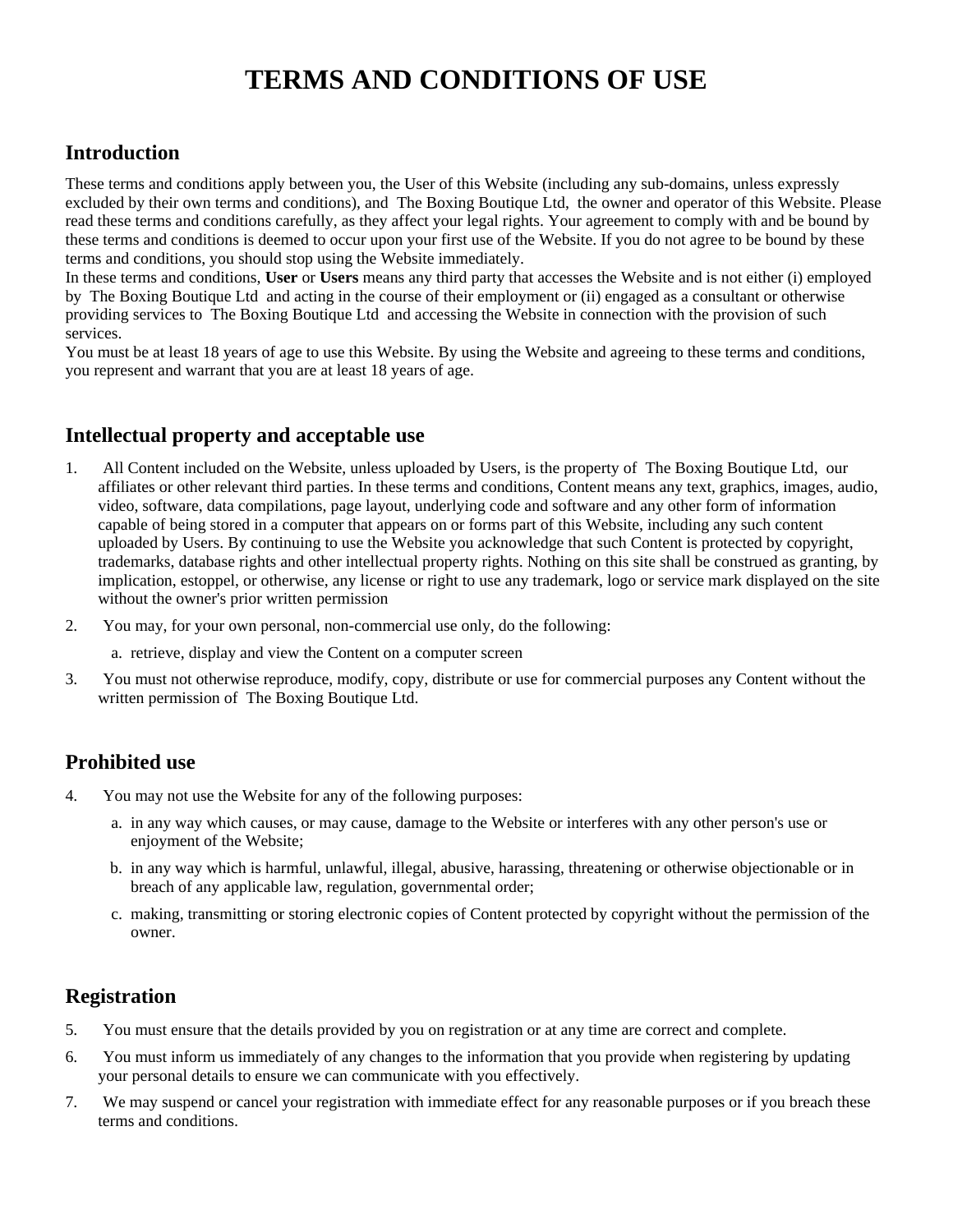# TERMS AND CONDITIONS OF USE

## Introduction

These terms and conditions apply between you, the User of this Website (including any sub-domains, unless expressly excluded by their own terms and conditions), and The Boxing Boutique Ltd, the owner and operator of this Website. Please read these terms and conditions carefully, as they affect your legal rights. Your agreement to comply with and be bound by these terms and conditions is deemed to occur upon your first use of the Website. If you do not agree to be bound by these terms and conditions, you should stop using the Website immediately.

In these terms and conditions, **User** or **Users** means any third party that accesses the Website and is not either (i) employed by The Boxing Boutique Ltd and acting in the course of their employment or (ii) engaged as a consultant or otherwise providing services to The Boxing Boutique Ltd and accessing the Website in connection with the provision of such services.

You must be at least 18 years of age to use this Website. By using the Website and agreeing to these terms and conditions, you represent and warrant that you are at least 18 years of age.

## Intellectual property and acceptable use

1. All Content included on the Website, unless uploaded by Users, is the property of The Boxing Boutique Ltd, our affiliates or other relevant third parties. In these terms and conditions, Content means any text, graphics, images, audio, video, software, data compilations, page layout, underlying code and software and any other form of information capable of being stored in a computer that appears on or forms part of this Website, including any such content uploaded by Users. By continuing to use the Website you acknowledge that such Content is protected by copyright, trademarks, database rights and other intellectual property rights. Nothing on this site shall be construed as granting, by implication, estoppel, or otherwise, any license or right to use any trademark, logo or service mark displayed on the site without the owner's prior written permission
2. You may, for your own personal, non-commercial use only, do the following:
    a. retrieve, display and view the Content on a computer screen
3. You must not otherwise reproduce, modify, copy, distribute or use for commercial purposes any Content without the written permission of The Boxing Boutique Ltd.

## Prohibited use

4. You may not use the Website for any of the following purposes:
    a. in any way which causes, or may cause, damage to the Website or interferes with any other person's use or enjoyment of the Website;
    b. in any way which is harmful, unlawful, illegal, abusive, harassing, threatening or otherwise objectionable or in breach of any applicable law, regulation, governmental order;
    c. making, transmitting or storing electronic copies of Content protected by copyright without the permission of the owner.

## Registration

5. You must ensure that the details provided by you on registration or at any time are correct and complete.
6. You must inform us immediately of any changes to the information that you provide when registering by updating your personal details to ensure we can communicate with you effectively.
7. We may suspend or cancel your registration with immediate effect for any reasonable purposes or if you breach these terms and conditions.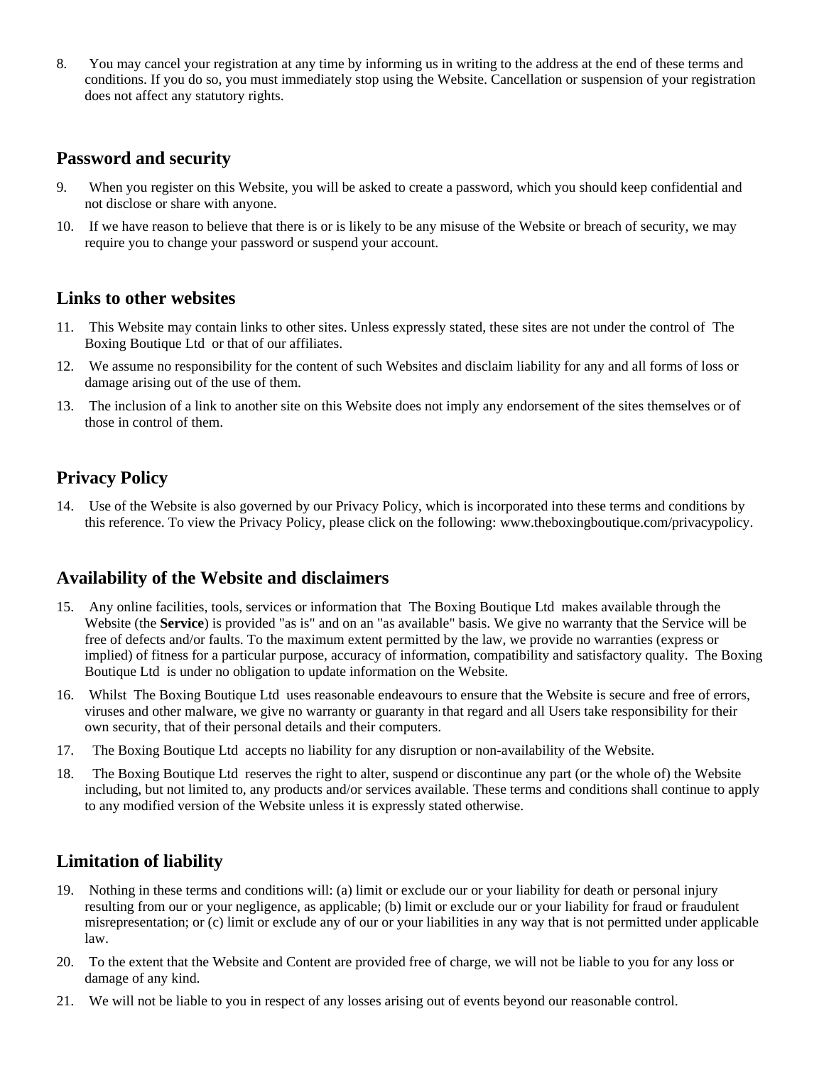8. You may cancel your registration at any time by informing us in writing to the address at the end of these terms and conditions. If you do so, you must immediately stop using the Website. Cancellation or suspension of your registration does not affect any statutory rights.

## Password and security

9. When you register on this Website, you will be asked to create a password, which you should keep confidential and not disclose or share with anyone.
10. If we have reason to believe that there is or is likely to be any misuse of the Website or breach of security, we may require you to change your password or suspend your account.

## Links to other websites

11. This Website may contain links to other sites. Unless expressly stated, these sites are not under the control of The Boxing Boutique Ltd or that of our affiliates.
12. We assume no responsibility for the content of such Websites and disclaim liability for any and all forms of loss or damage arising out of the use of them.
13. The inclusion of a link to another site on this Website does not imply any endorsement of the sites themselves or of those in control of them.

## Privacy Policy

14. Use of the Website is also governed by our Privacy Policy, which is incorporated into these terms and conditions by this reference. To view the Privacy Policy, please click on the following: www.theboxingboutique.com/privacypolicy.

## Availability of the Website and disclaimers

15. Any online facilities, tools, services or information that The Boxing Boutique Ltd makes available through the Website (the **Service**) is provided "as is" and on an "as available" basis. We give no warranty that the Service will be free of defects and/or faults. To the maximum extent permitted by the law, we provide no warranties (express or implied) of fitness for a particular purpose, accuracy of information, compatibility and satisfactory quality. The Boxing Boutique Ltd is under no obligation to update information on the Website.
16. Whilst The Boxing Boutique Ltd uses reasonable endeavours to ensure that the Website is secure and free of errors, viruses and other malware, we give no warranty or guaranty in that regard and all Users take responsibility for their own security, that of their personal details and their computers.
17. The Boxing Boutique Ltd accepts no liability for any disruption or non-availability of the Website.
18. The Boxing Boutique Ltd reserves the right to alter, suspend or discontinue any part (or the whole of) the Website including, but not limited to, any products and/or services available. These terms and conditions shall continue to apply to any modified version of the Website unless it is expressly stated otherwise.

## Limitation of liability

19. Nothing in these terms and conditions will: (a) limit or exclude our or your liability for death or personal injury resulting from our or your negligence, as applicable; (b) limit or exclude our or your liability for fraud or fraudulent misrepresentation; or (c) limit or exclude any of our or your liabilities in any way that is not permitted under applicable law.
20. To the extent that the Website and Content are provided free of charge, we will not be liable to you for any loss or damage of any kind.
21. We will not be liable to you in respect of any losses arising out of events beyond our reasonable control.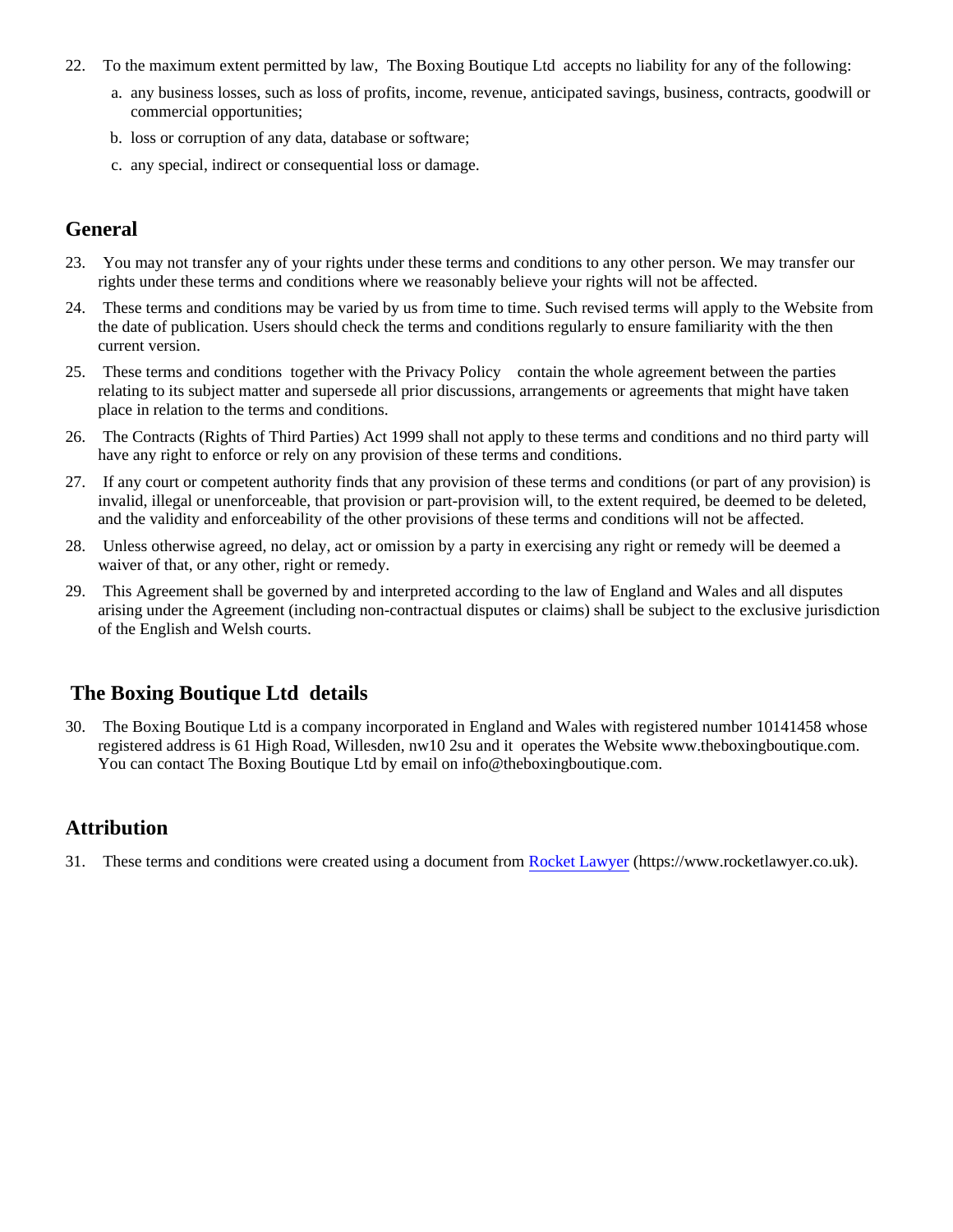22. To the maximum extent permitted by law, The Boxing Boutique Ltd accepts no liability for any of the following:
    a. any business losses, such as loss of profits, income, revenue, anticipated savings, business, contracts, goodwill or commercial opportunities;
    b. loss or corruption of any data, database or software;
    c. any special, indirect or consequential loss or damage.

## General

23. You may not transfer any of your rights under these terms and conditions to any other person. We may transfer our rights under these terms and conditions where we reasonably believe your rights will not be affected.
24. These terms and conditions may be varied by us from time to time. Such revised terms will apply to the Website from the date of publication. Users should check the terms and conditions regularly to ensure familiarity with the then current version.
25. These terms and conditions together with the Privacy Policy contain the whole agreement between the parties relating to its subject matter and supersede all prior discussions, arrangements or agreements that might have taken place in relation to the terms and conditions.
26. The Contracts (Rights of Third Parties) Act 1999 shall not apply to these terms and conditions and no third party will have any right to enforce or rely on any provision of these terms and conditions.
27. If any court or competent authority finds that any provision of these terms and conditions (or part of any provision) is invalid, illegal or unenforceable, that provision or part-provision will, to the extent required, be deemed to be deleted, and the validity and enforceability of the other provisions of these terms and conditions will not be affected.
28. Unless otherwise agreed, no delay, act or omission by a party in exercising any right or remedy will be deemed a waiver of that, or any other, right or remedy.
29. This Agreement shall be governed by and interpreted according to the law of England and Wales and all disputes arising under the Agreement (including non-contractual disputes or claims) shall be subject to the exclusive jurisdiction of the English and Welsh courts.

## The Boxing Boutique Ltd details

30. The Boxing Boutique Ltd is a company incorporated in England and Wales with registered number 10141458 whose registered address is 61 High Road, Willesden, nw10 2su and it operates the Website www.theboxingboutique.com. You can contact The Boxing Boutique Ltd by email on info@theboxingboutique.com.

## Attribution

31. These terms and conditions were created using a document from Rocket Lawyer (https://www.rocketlawyer.co.uk).